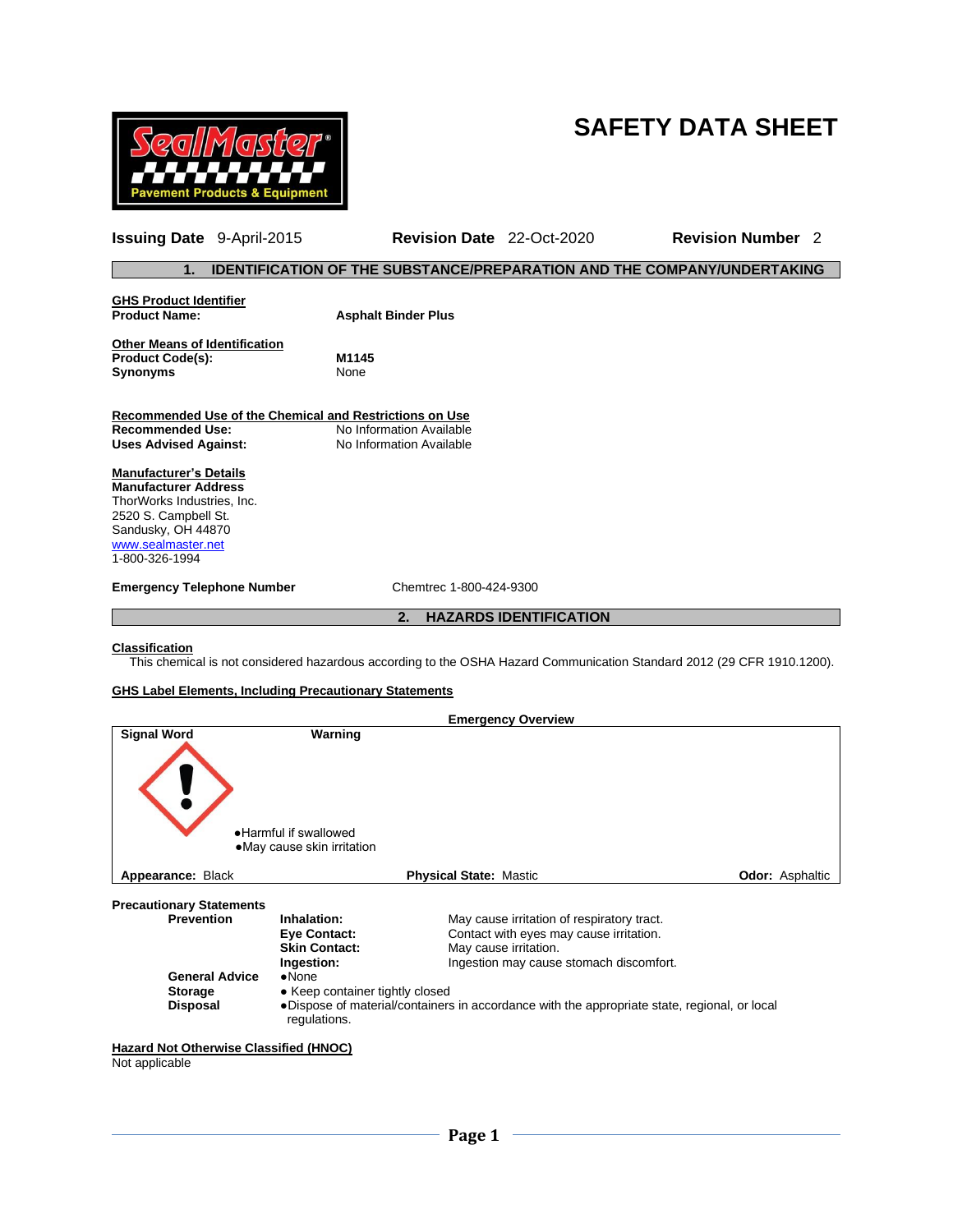# SAFETY DATA SHEET

SealMaster® Pavement Products & Equipment

**Issuing Date** 9-April-2015 **Revision Date** 22-Oct-2020 **Revision Number** 2

## 1. IDENTIFICATION OF THE SUBSTANCE/PREPARATION AND THE COMPANY/UNDERTAKING

**GHS Product Identifier**
**Product Name:** **Asphalt Binder Plus**

**Other Means of Identification**
**Product Code(s):** **M1145**
**Synonyms** None

**Recommended Use of the Chemical and Restrictions on Use**
**Recommended Use:** No Information Available
**Uses Advised Against:** No Information Available

**Manufacturer's Details**
**Manufacturer Address**
ThorWorks Industries, Inc.
2520 S. Campbell St.
Sandusky, OH 44870
www.sealmaster.net
1-800-326-1994

**Emergency Telephone Number** Chemtrec 1-800-424-9300

## 2. HAZARDS IDENTIFICATION

**Classification**

This chemical is not considered hazardous according to the OSHA Hazard Communication Standard 2012 (29 CFR 1910.1200).

**GHS Label Elements, Including Precautionary Statements**

**Emergency Overview**

**Signal Word** **Warning**

- Harmful if swallowed
- May cause skin irritation

**Appearance:** Black **Physical State:** Mastic **Odor:** Asphaltic

**Precautionary Statements**

**Prevention**

| | |
|---|---|
| **Inhalation:** | May cause irritation of respiratory tract. |
| **Eye Contact:** | Contact with eyes may cause irritation. |
| **Skin Contact:** | May cause irritation. |
| **Ingestion:** | Ingestion may cause stomach discomfort. |

**General Advice**
- None

**Storage**
- Keep container tightly closed

**Disposal**
- Dispose of material/containers in accordance with the appropriate state, regional, or local regulations.

**Hazard Not Otherwise Classified (HNOC)**
Not applicable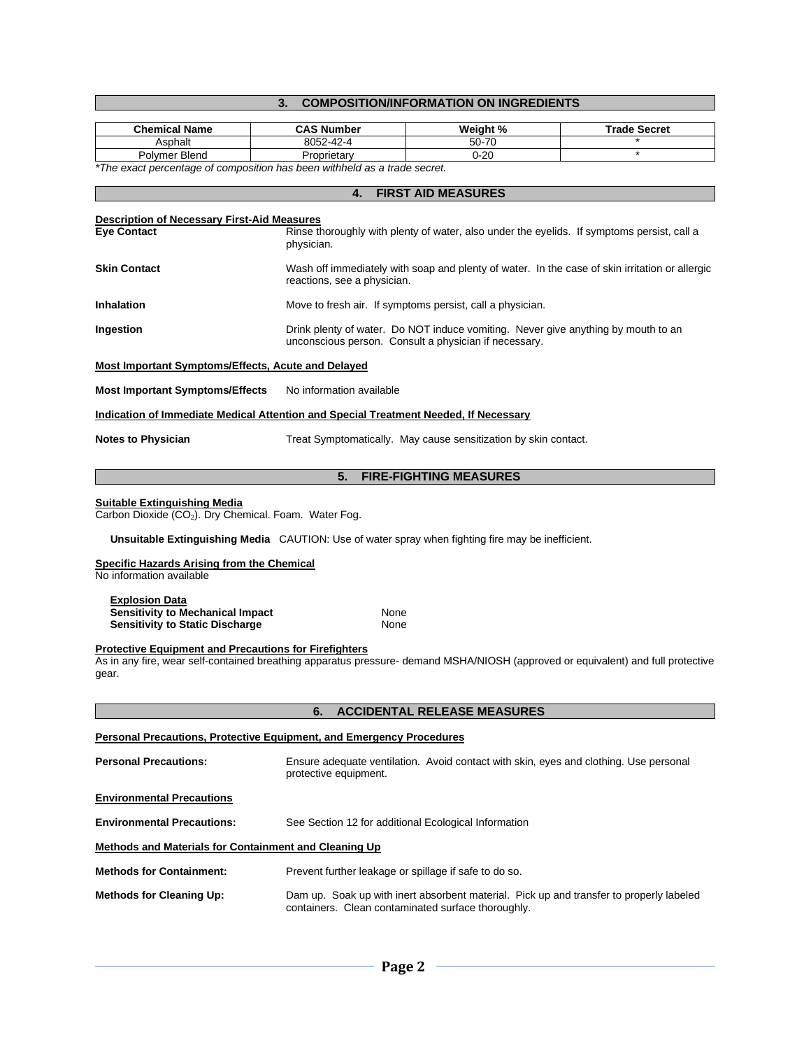## 3. COMPOSITION/INFORMATION ON INGREDIENTS

| Chemical Name | CAS Number | Weight % | Trade Secret |
|---|---|---|---|
| Asphalt | 8052-42-4 | 50-70 | * |
| Polymer Blend | Proprietary | 0-20 | * |

*\*The exact percentage of composition has been withheld as a trade secret.*

## 4. FIRST AID MEASURES

**Description of Necessary First-Aid Measures**

**Eye Contact** Rinse thoroughly with plenty of water, also under the eyelids. If symptoms persist, call a physician.

**Skin Contact** Wash off immediately with soap and plenty of water. In the case of skin irritation or allergic reactions, see a physician.

**Inhalation** Move to fresh air. If symptoms persist, call a physician.

**Ingestion** Drink plenty of water. Do NOT induce vomiting. Never give anything by mouth to an unconscious person. Consult a physician if necessary.

**Most Important Symptoms/Effects, Acute and Delayed**

**Most Important Symptoms/Effects** No information available

**Indication of Immediate Medical Attention and Special Treatment Needed, If Necessary**

**Notes to Physician** Treat Symptomatically. May cause sensitization by skin contact.

## 5. FIRE-FIGHTING MEASURES

**Suitable Extinguishing Media**
Carbon Dioxide ($CO_2$). Dry Chemical. Foam. Water Fog.

**Unsuitable Extinguishing Media** CAUTION: Use of water spray when fighting fire may be inefficient.

**Specific Hazards Arising from the Chemical**
No information available

**Explosion Data**
**Sensitivity to Mechanical Impact** None
**Sensitivity to Static Discharge** None

**Protective Equipment and Precautions for Firefighters**
As in any fire, wear self-contained breathing apparatus pressure- demand MSHA/NIOSH (approved or equivalent) and full protective gear.

## 6. ACCIDENTAL RELEASE MEASURES

**Personal Precautions, Protective Equipment, and Emergency Procedures**

**Personal Precautions:** Ensure adequate ventilation. Avoid contact with skin, eyes and clothing. Use personal protective equipment.

**Environmental Precautions**

**Environmental Precautions:** See Section 12 for additional Ecological Information

**Methods and Materials for Containment and Cleaning Up**

**Methods for Containment:** Prevent further leakage or spillage if safe to do so.

**Methods for Cleaning Up:** Dam up. Soak up with inert absorbent material. Pick up and transfer to properly labeled containers. Clean contaminated surface thoroughly.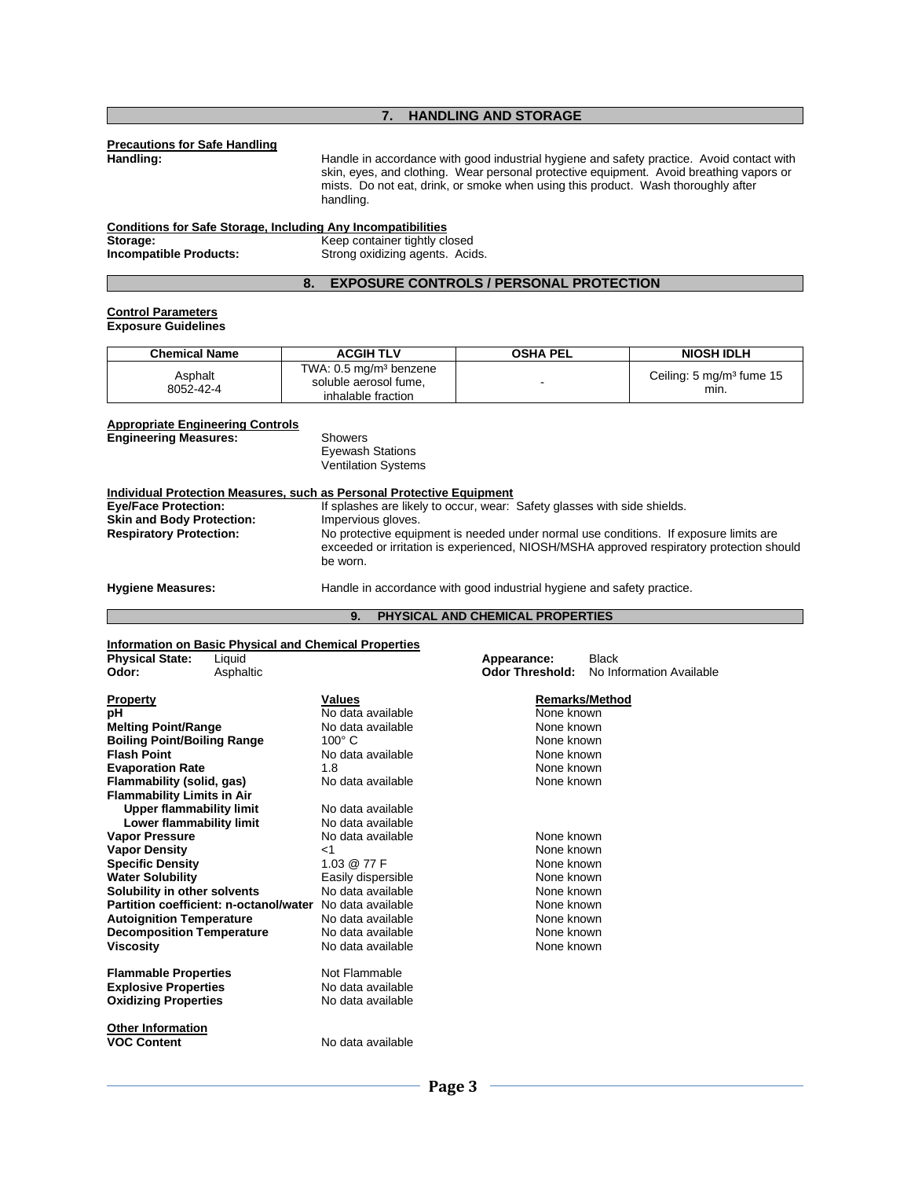## 7. HANDLING AND STORAGE

**Precautions for Safe Handling**

**Handling:** Handle in accordance with good industrial hygiene and safety practice. Avoid contact with skin, eyes, and clothing. Wear personal protective equipment. Avoid breathing vapors or mists. Do not eat, drink, or smoke when using this product. Wash thoroughly after handling.

**Conditions for Safe Storage, Including Any Incompatibilities**

**Storage:** Keep container tightly closed

**Incompatible Products:** Strong oxidizing agents. Acids.

## 8. EXPOSURE CONTROLS / PERSONAL PROTECTION

**Control Parameters**

**Exposure Guidelines**

| Chemical Name | ACGIH TLV | OSHA PEL | NIOSH IDLH |
|---|---|---|---|
| Asphalt 8052-42-4 | TWA: 0.5 mg/m³ benzene soluble aerosol fume, inhalable fraction | - | Ceiling: 5 mg/m³ fume 15 min. |

**Appropriate Engineering Controls**

**Engineering Measures:**
- Showers
- Eyewash Stations
- Ventilation Systems

**Individual Protection Measures, such as Personal Protective Equipment**

**Eye/Face Protection:** If splashes are likely to occur, wear: Safety glasses with side shields.

**Skin and Body Protection:** Impervious gloves.

**Respiratory Protection:** No protective equipment is needed under normal use conditions. If exposure limits are exceeded or irritation is experienced, NIOSH/MSHA approved respiratory protection should be worn.

**Hygiene Measures:** Handle in accordance with good industrial hygiene and safety practice.

## 9. PHYSICAL AND CHEMICAL PROPERTIES

**Information on Basic Physical and Chemical Properties**

**Physical State:** Liquid

**Odor:** Asphaltic

**Appearance:** Black

**Odor Threshold:** No Information Available

| Property | Values | Remarks/Method |
|---|---|---|
| **pH** | No data available | None known |
| **Melting Point/Range** | No data available | None known |
| **Boiling Point/Boiling Range** | 100° C | None known |
| **Flash Point** | No data available | None known |
| **Evaporation Rate** | 1.8 | None known |
| **Flammability (solid, gas)** | No data available | None known |
| **Flammability Limits in Air** | | |
| **Upper flammability limit** | No data available | |
| **Lower flammability limit** | No data available | |
| **Vapor Pressure** | No data available | None known |
| **Vapor Density** | <1 | None known |
| **Specific Density** | 1.03 @ 77 F | None known |
| **Water Solubility** | Easily dispersible | None known |
| **Solubility in other solvents** | No data available | None known |
| **Partition coefficient: n-octanol/water** | No data available | None known |
| **Autoignition Temperature** | No data available | None known |
| **Decomposition Temperature** | No data available | None known |
| **Viscosity** | No data available | None known |

**Flammable Properties** Not Flammable

**Explosive Properties** No data available

**Oxidizing Properties** No data available

**Other Information**

**VOC Content** No data available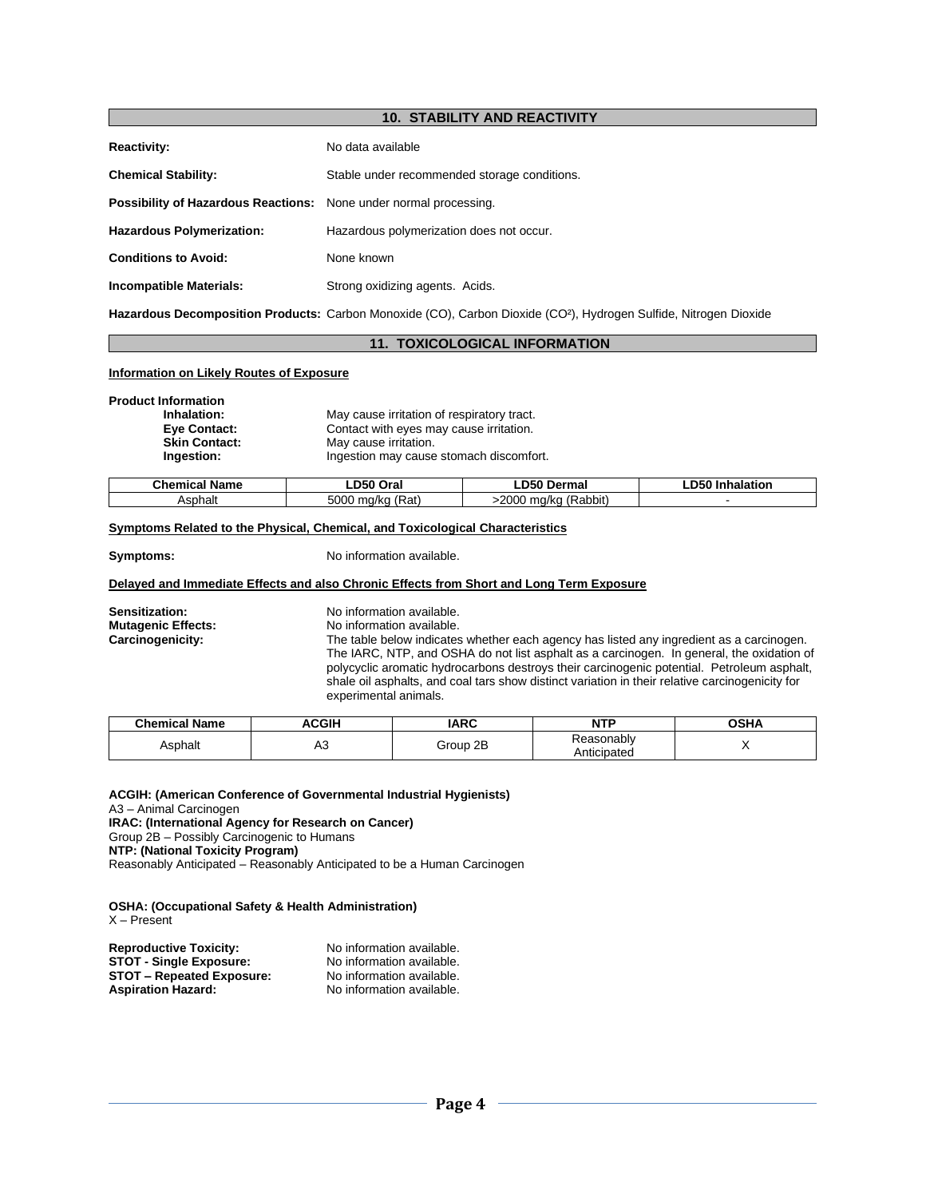## 10. STABILITY AND REACTIVITY

**Reactivity:** No data available

**Chemical Stability:** Stable under recommended storage conditions.

**Possibility of Hazardous Reactions:** None under normal processing.

**Hazardous Polymerization:** Hazardous polymerization does not occur.

**Conditions to Avoid:** None known

**Incompatible Materials:** Strong oxidizing agents. Acids.

**Hazardous Decomposition Products:** Carbon Monoxide (CO), Carbon Dioxide ($CO^2$), Hydrogen Sulfide, Nitrogen Dioxide

## 11. TOXICOLOGICAL INFORMATION

**Information on Likely Routes of Exposure**

**Product Information**

**Inhalation:** May cause irritation of respiratory tract.
**Eye Contact:** Contact with eyes may cause irritation.
**Skin Contact:** May cause irritation.
**Ingestion:** Ingestion may cause stomach discomfort.

| Chemical Name | LD50 Oral | LD50 Dermal | LD50 Inhalation |
|---|---|---|---|
| Asphalt | 5000 mg/kg (Rat) | >2000 mg/kg (Rabbit) | - |

**Symptoms Related to the Physical, Chemical, and Toxicological Characteristics**

**Symptoms:** No information available.

**Delayed and Immediate Effects and also Chronic Effects from Short and Long Term Exposure**

**Sensitization:** No information available.
**Mutagenic Effects:** No information available.
**Carcinogenicity:** The table below indicates whether each agency has listed any ingredient as a carcinogen. The IARC, NTP, and OSHA do not list asphalt as a carcinogen. In general, the oxidation of polycyclic aromatic hydrocarbons destroys their carcinogenic potential. Petroleum asphalt, shale oil asphalts, and coal tars show distinct variation in their relative carcinogenicity for experimental animals.

| Chemical Name | ACGIH | IARC | NTP | OSHA |
|---|---|---|---|---|
| Asphalt | A3 | Group 2B | Reasonably Anticipated | X |

**ACGIH: (American Conference of Governmental Industrial Hygienists)**
A3 – Animal Carcinogen
**IRAC: (International Agency for Research on Cancer)**
Group 2B – Possibly Carcinogenic to Humans
**NTP: (National Toxicity Program)**
Reasonably Anticipated – Reasonably Anticipated to be a Human Carcinogen

**OSHA: (Occupational Safety & Health Administration)**
X – Present

**Reproductive Toxicity:** No information available.
**STOT - Single Exposure:** No information available.
**STOT – Repeated Exposure:** No information available.
**Aspiration Hazard:** No information available.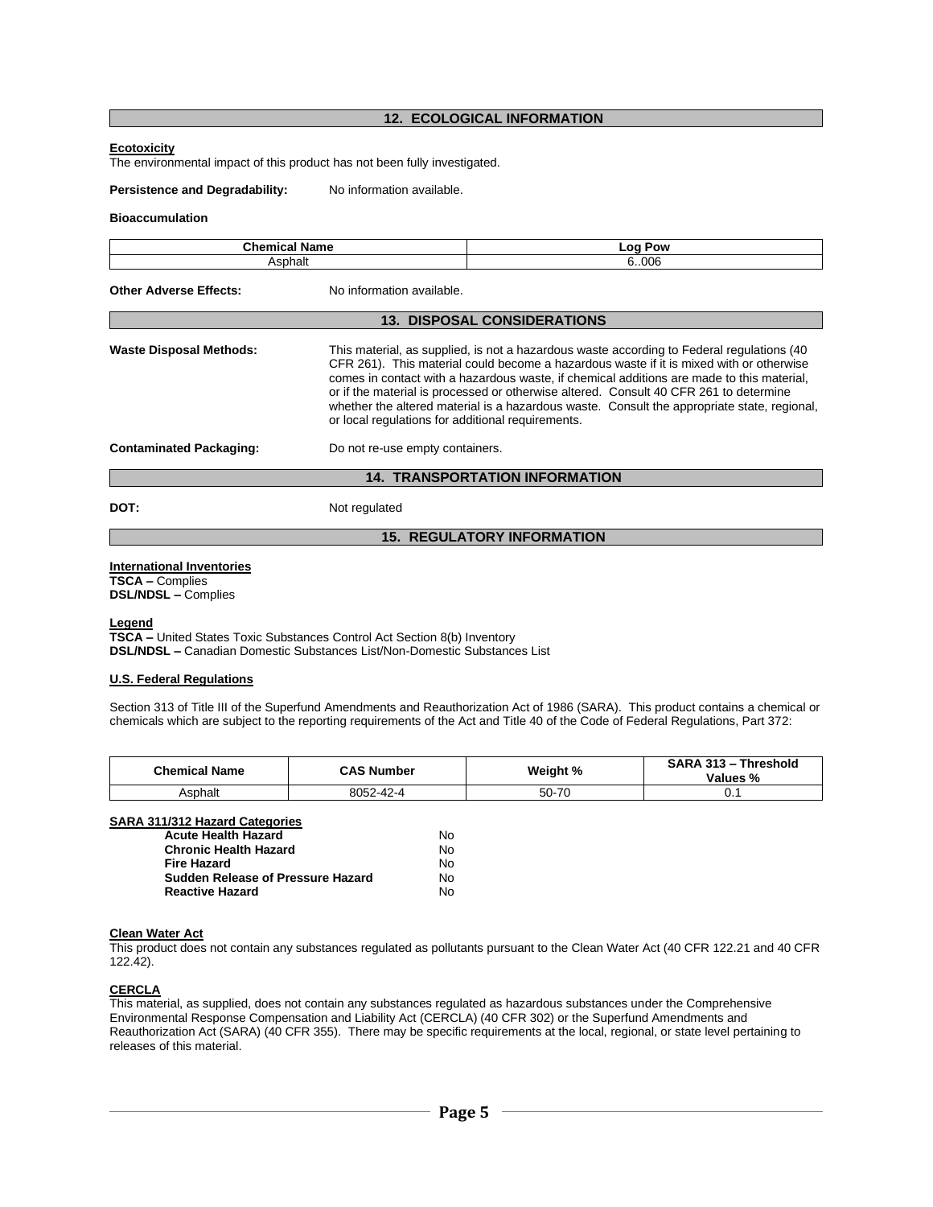## 12. ECOLOGICAL INFORMATION

**Ecotoxicity**

The environmental impact of this product has not been fully investigated.

**Persistence and Degradability:** No information available.

**Bioaccumulation**

| Chemical Name | Log Pow |
|---|---|
| Asphalt | 6..006 |

**Other Adverse Effects:** No information available.

## 13. DISPOSAL CONSIDERATIONS

**Waste Disposal Methods:** This material, as supplied, is not a hazardous waste according to Federal regulations (40 CFR 261). This material could become a hazardous waste if it is mixed with or otherwise comes in contact with a hazardous waste, if chemical additions are made to this material, or if the material is processed or otherwise altered. Consult 40 CFR 261 to determine whether the altered material is a hazardous waste. Consult the appropriate state, regional, or local regulations for additional requirements.

**Contaminated Packaging:** Do not re-use empty containers.

## 14. TRANSPORTATION INFORMATION

**DOT:** Not regulated

## 15. REGULATORY INFORMATION

**International Inventories**

**TSCA –** Complies
**DSL/NDSL –** Complies

**Legend**

**TSCA –** United States Toxic Substances Control Act Section 8(b) Inventory
**DSL/NDSL –** Canadian Domestic Substances List/Non-Domestic Substances List

**U.S. Federal Regulations**

Section 313 of Title III of the Superfund Amendments and Reauthorization Act of 1986 (SARA). This product contains a chemical or chemicals which are subject to the reporting requirements of the Act and Title 40 of the Code of Federal Regulations, Part 372:

| Chemical Name | CAS Number | Weight % | SARA 313 – Threshold Values % |
|---|---|---|---|
| Asphalt | 8052-42-4 | 50-70 | 0.1 |

**SARA 311/312 Hazard Categories**

| | |
|---|---|
| **Acute Health Hazard** | No |
| **Chronic Health Hazard** | No |
| **Fire Hazard** | No |
| **Sudden Release of Pressure Hazard** | No |
| **Reactive Hazard** | No |

**Clean Water Act**

This product does not contain any substances regulated as pollutants pursuant to the Clean Water Act (40 CFR 122.21 and 40 CFR 122.42).

**CERCLA**

This material, as supplied, does not contain any substances regulated as hazardous substances under the Comprehensive Environmental Response Compensation and Liability Act (CERCLA) (40 CFR 302) or the Superfund Amendments and Reauthorization Act (SARA) (40 CFR 355). There may be specific requirements at the local, regional, or state level pertaining to releases of this material.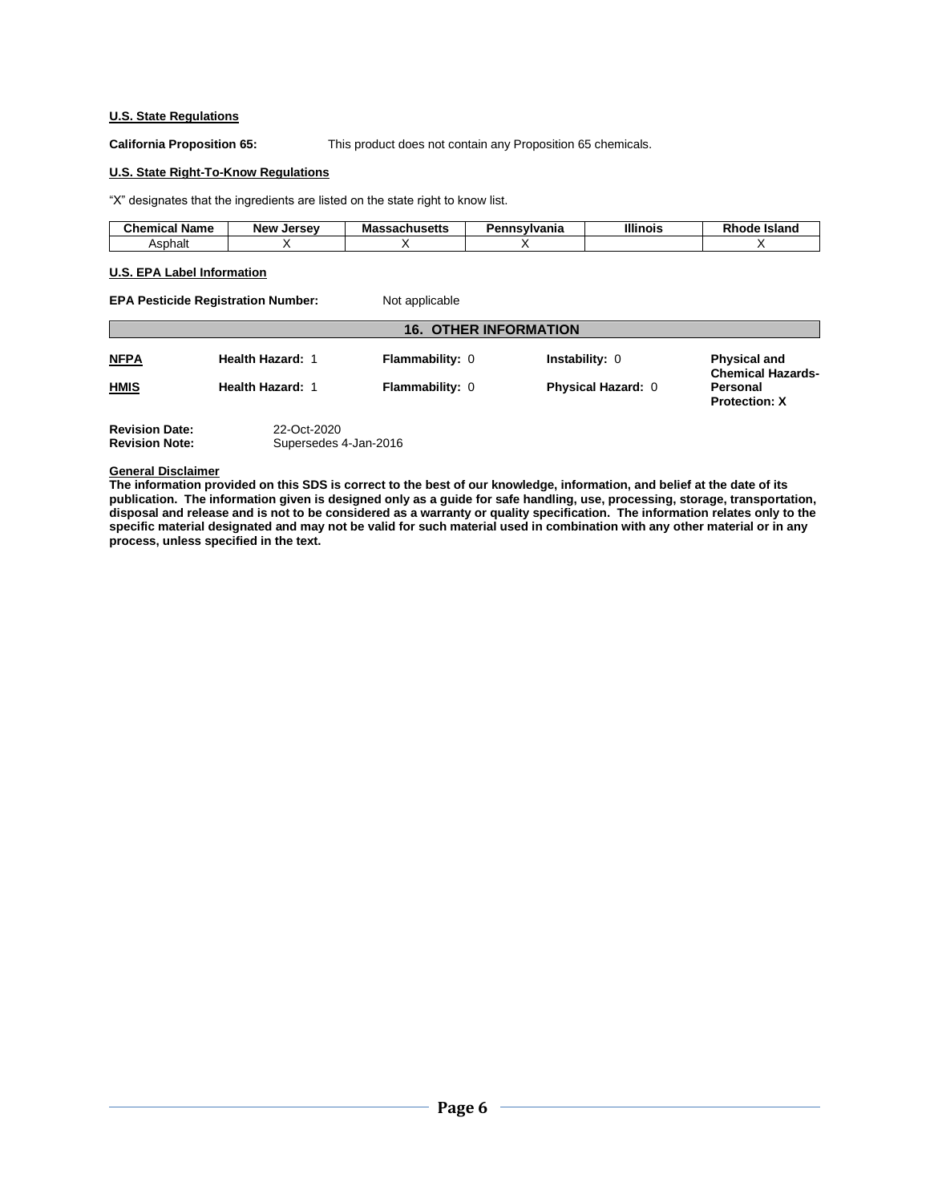**U.S. State Regulations**

**California Proposition 65:** This product does not contain any Proposition 65 chemicals.

**U.S. State Right-To-Know Regulations**

"X" designates that the ingredients are listed on the state right to know list.

| Chemical Name | New Jersey | Massachusetts | Pennsylvania | Illinois | Rhode Island |
|---|---|---|---|---|---|
| Asphalt | X | X | X | | X |

**U.S. EPA Label Information**

**EPA Pesticide Registration Number:** Not applicable

## 16. OTHER INFORMATION

| | | | | |
|---|---|---|---|---|
| **NFPA** | **Health Hazard:** 1 | **Flammability:** 0 | **Instability:** 0 | **Physical and Chemical Hazards-** |
| **HMIS** | **Health Hazard:** 1 | **Flammability:** 0 | **Physical Hazard:** 0 | **Personal Protection: X** |

**Revision Date:** 22-Oct-2020
**Revision Note:** Supersedes 4-Jan-2016

**General Disclaimer**

**The information provided on this SDS is correct to the best of our knowledge, information, and belief at the date of its publication. The information given is designed only as a guide for safe handling, use, processing, storage, transportation, disposal and release and is not to be considered as a warranty or quality specification. The information relates only to the specific material designated and may not be valid for such material used in combination with any other material or in any process, unless specified in the text.**